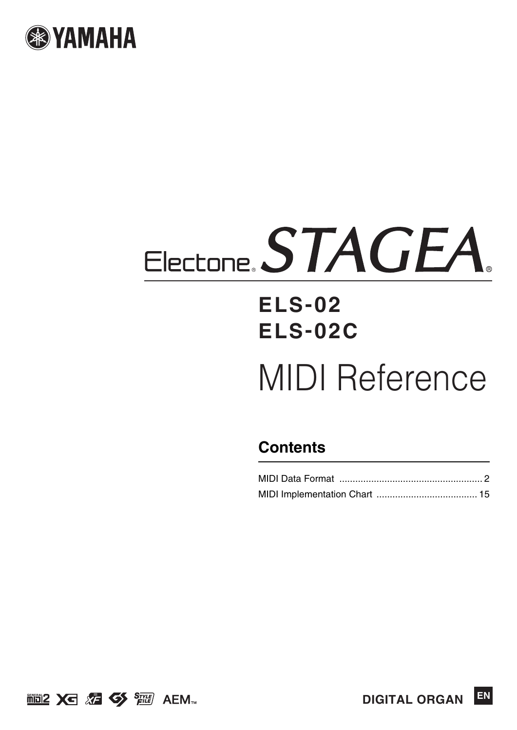YAMAHA

Electone STAGEA®

# ELS-02
# ELS-02C

# MIDI Reference

## Contents

- MIDI Data Format ..................................................... 2
- MIDI Implementation Chart ...................................... 15

AEM™

DIGITAL ORGAN

EN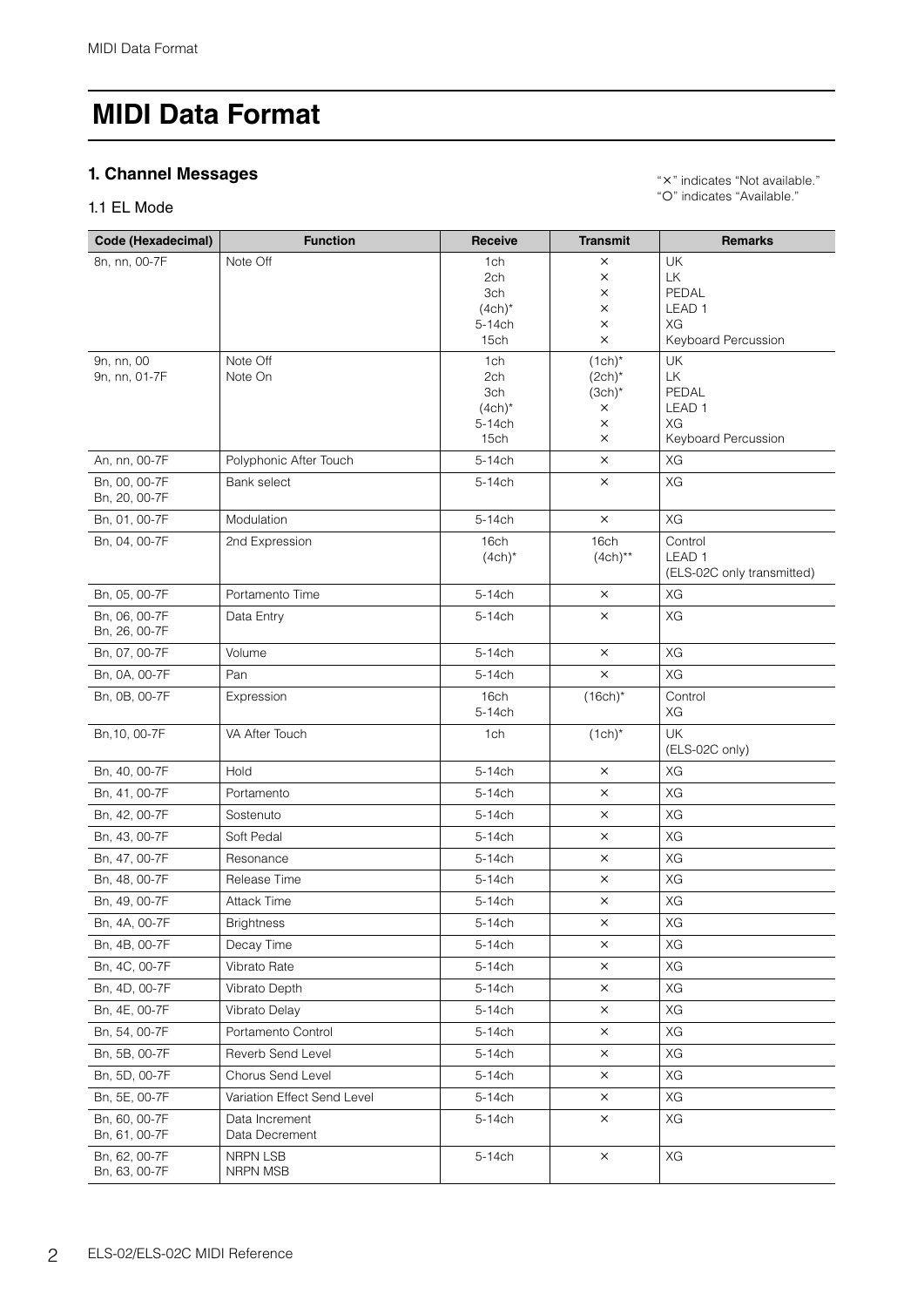# MIDI Data Format

## 1. Channel Messages

"×" indicates "Not available."
"O" indicates "Available."

### 1.1 EL Mode

| Code (Hexadecimal) | Function | Receive | Transmit | Remarks |
|---|---|---|---|---|
| 8n, nn, 00-7F | Note Off | 1ch<br>2ch<br>3ch<br>(4ch)*<br>5-14ch<br>15ch | ×<br>×<br>×<br>×<br>×<br>× | UK<br>LK<br>PEDAL<br>LEAD 1<br>XG<br>Keyboard Percussion |
| 9n, nn, 00<br>9n, nn, 01-7F | Note Off<br>Note On | 1ch<br>2ch<br>3ch<br>(4ch)*<br>5-14ch<br>15ch | (1ch)*<br>(2ch)*<br>(3ch)*<br>×<br>×<br>× | UK<br>LK<br>PEDAL<br>LEAD 1<br>XG<br>Keyboard Percussion |
| An, nn, 00-7F | Polyphonic After Touch | 5-14ch | × | XG |
| Bn, 00, 00-7F<br>Bn, 20, 00-7F | Bank select | 5-14ch | × | XG |
| Bn, 01, 00-7F | Modulation | 5-14ch | × | XG |
| Bn, 04, 00-7F | 2nd Expression | 16ch<br>(4ch)* | 16ch<br>(4ch)** | Control<br>LEAD 1<br>(ELS-02C only transmitted) |
| Bn, 05, 00-7F | Portamento Time | 5-14ch | × | XG |
| Bn, 06, 00-7F<br>Bn, 26, 00-7F | Data Entry | 5-14ch | × | XG |
| Bn, 07, 00-7F | Volume | 5-14ch | × | XG |
| Bn, 0A, 00-7F | Pan | 5-14ch | × | XG |
| Bn, 0B, 00-7F | Expression | 16ch<br>5-14ch | (16ch)* | Control<br>XG |
| Bn,10, 00-7F | VA After Touch | 1ch | (1ch)* | UK<br>(ELS-02C only) |
| Bn, 40, 00-7F | Hold | 5-14ch | × | XG |
| Bn, 41, 00-7F | Portamento | 5-14ch | × | XG |
| Bn, 42, 00-7F | Sostenuto | 5-14ch | × | XG |
| Bn, 43, 00-7F | Soft Pedal | 5-14ch | × | XG |
| Bn, 47, 00-7F | Resonance | 5-14ch | × | XG |
| Bn, 48, 00-7F | Release Time | 5-14ch | × | XG |
| Bn, 49, 00-7F | Attack Time | 5-14ch | × | XG |
| Bn, 4A, 00-7F | Brightness | 5-14ch | × | XG |
| Bn, 4B, 00-7F | Decay Time | 5-14ch | × | XG |
| Bn, 4C, 00-7F | Vibrato Rate | 5-14ch | × | XG |
| Bn, 4D, 00-7F | Vibrato Depth | 5-14ch | × | XG |
| Bn, 4E, 00-7F | Vibrato Delay | 5-14ch | × | XG |
| Bn, 54, 00-7F | Portamento Control | 5-14ch | × | XG |
| Bn, 5B, 00-7F | Reverb Send Level | 5-14ch | × | XG |
| Bn, 5D, 00-7F | Chorus Send Level | 5-14ch | × | XG |
| Bn, 5E, 00-7F | Variation Effect Send Level | 5-14ch | × | XG |
| Bn, 60, 00-7F<br>Bn, 61, 00-7F | Data Increment<br>Data Decrement | 5-14ch | × | XG |
| Bn, 62, 00-7F<br>Bn, 63, 00-7F | NRPN LSB<br>NRPN MSB | 5-14ch | × | XG |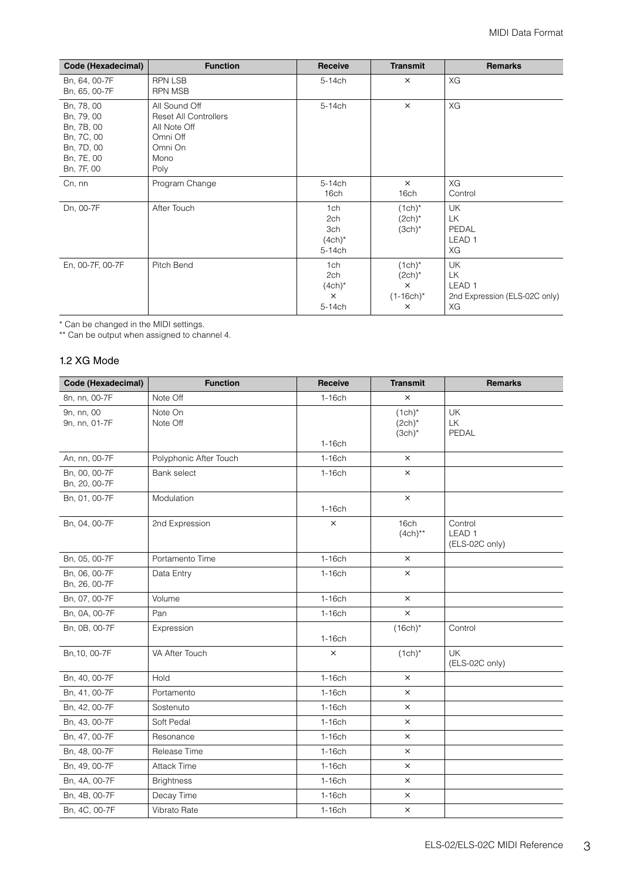| Code (Hexadecimal) | Function | Receive | Transmit | Remarks |
|---|---|---|---|---|
| Bn, 64, 00-7F<br>Bn, 65, 00-7F | RPN LSB<br>RPN MSB | 5-14ch | × | XG |
| Bn, 78, 00<br>Bn, 79, 00<br>Bn, 7B, 00<br>Bn, 7C, 00<br>Bn, 7D, 00<br>Bn, 7E, 00<br>Bn, 7F, 00 | All Sound Off<br>Reset All Controllers<br>All Note Off<br>Omni Off<br>Omni On<br>Mono<br>Poly | 5-14ch | × | XG |
| Cn, nn | Program Change | 5-14ch<br>16ch | ×<br>16ch | XG<br>Control |
| Dn, 00-7F | After Touch | 1ch<br>2ch<br>3ch<br>(4ch)*<br>5-14ch | (1ch)*<br>(2ch)*<br>(3ch)* | UK<br>LK<br>PEDAL<br>LEAD 1<br>XG |
| En, 00-7F, 00-7F | Pitch Bend | 1ch<br>2ch<br>(4ch)*<br>×<br>5-14ch | (1ch)*<br>(2ch)*<br>×<br>(1-16ch)*<br>× | UK<br>LK<br>LEAD 1<br>2nd Expression (ELS-02C only)<br>XG |

* Can be changed in the MIDI settings.
** Can be output when assigned to channel 4.

### 1.2 XG Mode

| Code (Hexadecimal) | Function | Receive | Transmit | Remarks |
|---|---|---|---|---|
| 8n, nn, 00-7F | Note Off | 1-16ch | × | |
| 9n, nn, 00<br>9n, nn, 01-7F | Note On<br>Note Off | 1-16ch | (1ch)*<br>(2ch)*<br>(3ch)* | UK<br>LK<br>PEDAL |
| An, nn, 00-7F | Polyphonic After Touch | 1-16ch | × | |
| Bn, 00, 00-7F<br>Bn, 20, 00-7F | Bank select | 1-16ch | × | |
| Bn, 01, 00-7F | Modulation | 1-16ch | × | |
| Bn, 04, 00-7F | 2nd Expression | × | 16ch<br>(4ch)** | Control<br>LEAD 1<br>(ELS-02C only) |
| Bn, 05, 00-7F | Portamento Time | 1-16ch | × | |
| Bn, 06, 00-7F<br>Bn, 26, 00-7F | Data Entry | 1-16ch | × | |
| Bn, 07, 00-7F | Volume | 1-16ch | × | |
| Bn, 0A, 00-7F | Pan | 1-16ch | × | |
| Bn, 0B, 00-7F | Expression | 1-16ch | (16ch)* | Control |
| Bn,10, 00-7F | VA After Touch | × | (1ch)* | UK<br>(ELS-02C only) |
| Bn, 40, 00-7F | Hold | 1-16ch | × | |
| Bn, 41, 00-7F | Portamento | 1-16ch | × | |
| Bn, 42, 00-7F | Sostenuto | 1-16ch | × | |
| Bn, 43, 00-7F | Soft Pedal | 1-16ch | × | |
| Bn, 47, 00-7F | Resonance | 1-16ch | × | |
| Bn, 48, 00-7F | Release Time | 1-16ch | × | |
| Bn, 49, 00-7F | Attack Time | 1-16ch | × | |
| Bn, 4A, 00-7F | Brightness | 1-16ch | × | |
| Bn, 4B, 00-7F | Decay Time | 1-16ch | × | |
| Bn, 4C, 00-7F | Vibrato Rate | 1-16ch | × | |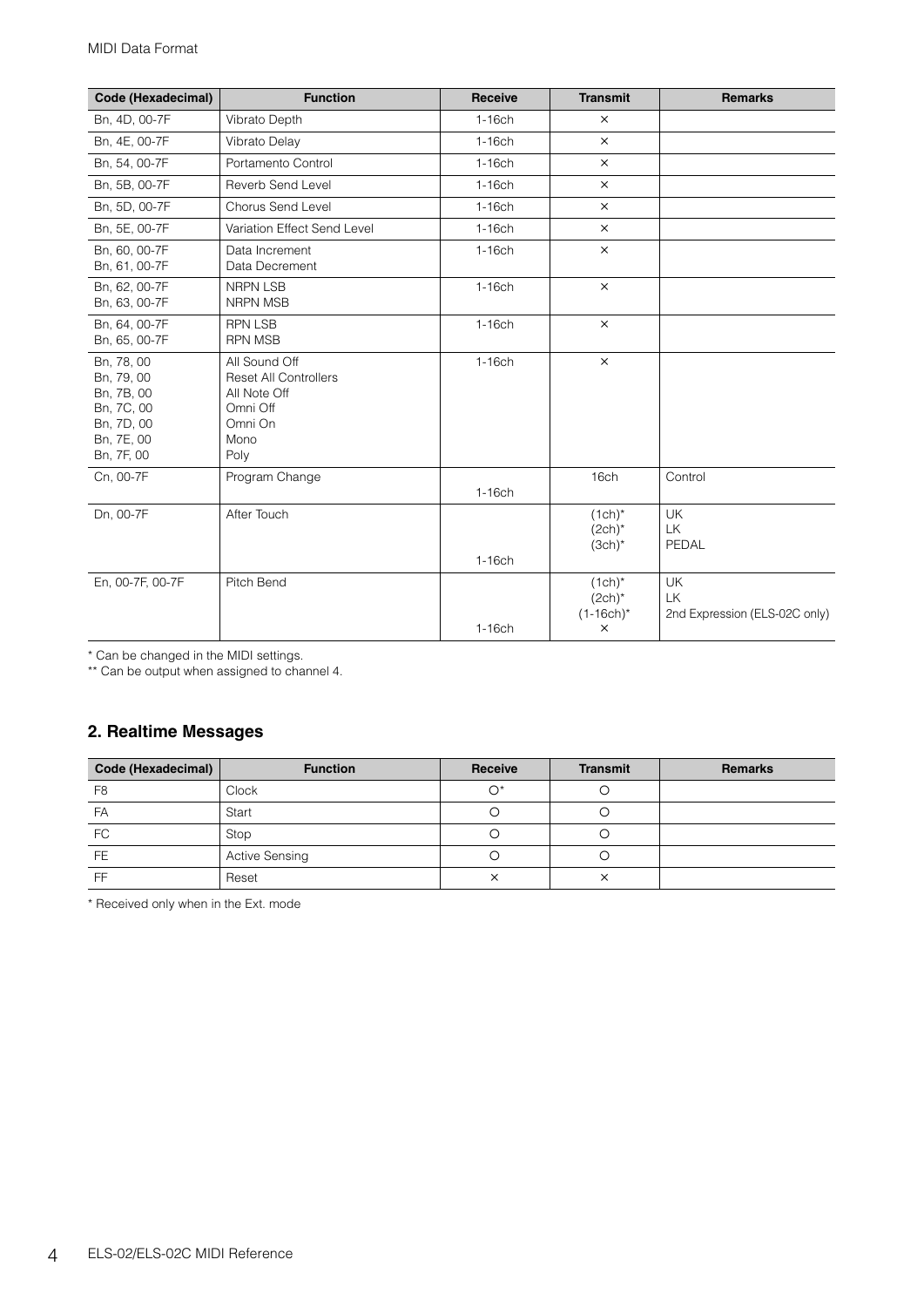| Code (Hexadecimal) | Function | Receive | Transmit | Remarks |
|---|---|---|---|---|
| Bn, 4D, 00-7F | Vibrato Depth | 1-16ch | × | |
| Bn, 4E, 00-7F | Vibrato Delay | 1-16ch | × | |
| Bn, 54, 00-7F | Portamento Control | 1-16ch | × | |
| Bn, 5B, 00-7F | Reverb Send Level | 1-16ch | × | |
| Bn, 5D, 00-7F | Chorus Send Level | 1-16ch | × | |
| Bn, 5E, 00-7F | Variation Effect Send Level | 1-16ch | × | |
| Bn, 60, 00-7F<br>Bn, 61, 00-7F | Data Increment<br>Data Decrement | 1-16ch | × | |
| Bn, 62, 00-7F<br>Bn, 63, 00-7F | NRPN LSB<br>NRPN MSB | 1-16ch | × | |
| Bn, 64, 00-7F<br>Bn, 65, 00-7F | RPN LSB<br>RPN MSB | 1-16ch | × | |
| Bn, 78, 00<br>Bn, 79, 00<br>Bn, 7B, 00<br>Bn, 7C, 00<br>Bn, 7D, 00<br>Bn, 7E, 00<br>Bn, 7F, 00 | All Sound Off<br>Reset All Controllers<br>All Note Off<br>Omni Off<br>Omni On<br>Mono<br>Poly | 1-16ch | × | |
| Cn, 00-7F | Program Change | 1-16ch | 16ch | Control |
| Dn, 00-7F | After Touch | 1-16ch | (1ch)*<br>(2ch)*<br>(3ch)* | UK<br>LK<br>PEDAL |
| En, 00-7F, 00-7F | Pitch Bend | 1-16ch | (1ch)*<br>(2ch)*<br>(1-16ch)*<br>× | UK<br>LK<br>2nd Expression (ELS-02C only) |

* Can be changed in the MIDI settings.
** Can be output when assigned to channel 4.

## 2. Realtime Messages

| Code (Hexadecimal) | Function | Receive | Transmit | Remarks |
|---|---|---|---|---|
| F8 | Clock | ○* | ○ | |
| FA | Start | ○ | ○ | |
| FC | Stop | ○ | ○ | |
| FE | Active Sensing | ○ | ○ | |
| FF | Reset | × | × | |

* Received only when in the Ext. mode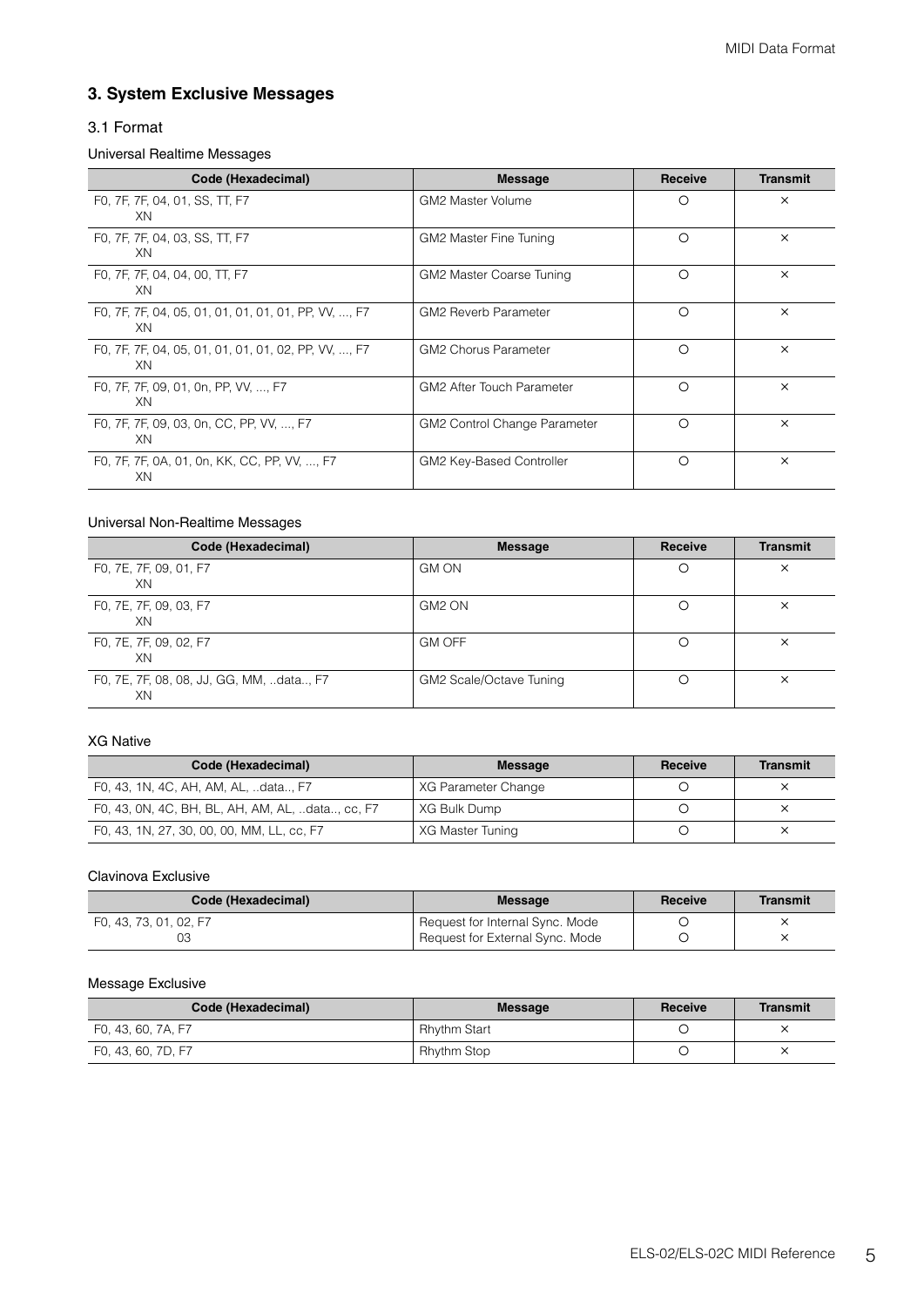## 3. System Exclusive Messages

### 3.1 Format

#### Universal Realtime Messages

| Code (Hexadecimal) | Message | Receive | Transmit |
|---|---|---|---|
| F0, 7F, 7F, 04, 01, SS, TT, F7<br>XN | GM2 Master Volume | O | × |
| F0, 7F, 7F, 04, 03, SS, TT, F7<br>XN | GM2 Master Fine Tuning | O | × |
| F0, 7F, 7F, 04, 04, 00, TT, F7<br>XN | GM2 Master Coarse Tuning | O | × |
| F0, 7F, 7F, 04, 05, 01, 01, 01, 01, 01, PP, VV, ..., F7<br>XN | GM2 Reverb Parameter | O | × |
| F0, 7F, 7F, 04, 05, 01, 01, 01, 01, 02, PP, VV, ..., F7<br>XN | GM2 Chorus Parameter | O | × |
| F0, 7F, 7F, 09, 01, 0n, PP, VV, ..., F7<br>XN | GM2 After Touch Parameter | O | × |
| F0, 7F, 7F, 09, 03, 0n, CC, PP, VV, ..., F7<br>XN | GM2 Control Change Parameter | O | × |
| F0, 7F, 7F, 0A, 01, 0n, KK, CC, PP, VV, ..., F7<br>XN | GM2 Key-Based Controller | O | × |

#### Universal Non-Realtime Messages

| Code (Hexadecimal) | Message | Receive | Transmit |
|---|---|---|---|
| F0, 7E, 7F, 09, 01, F7<br>XN | GM ON | O | × |
| F0, 7E, 7F, 09, 03, F7<br>XN | GM2 ON | O | × |
| F0, 7E, 7F, 09, 02, F7<br>XN | GM OFF | O | × |
| F0, 7E, 7F, 08, 08, JJ, GG, MM, ..data.., F7<br>XN | GM2 Scale/Octave Tuning | O | × |

#### XG Native

| Code (Hexadecimal) | Message | Receive | Transmit |
|---|---|---|---|
| F0, 43, 1N, 4C, AH, AM, AL, ..data.., F7 | XG Parameter Change | O | × |
| F0, 43, 0N, 4C, BH, BL, AH, AM, AL, ..data.., cc, F7 | XG Bulk Dump | O | × |
| F0, 43, 1N, 27, 30, 00, 00, MM, LL, cc, F7 | XG Master Tuning | O | × |

#### Clavinova Exclusive

| Code (Hexadecimal) | Message | Receive | Transmit |
|---|---|---|---|
| F0, 43, 73, 01, 02, F7<br>03 | Request for Internal Sync. Mode<br>Request for External Sync. Mode | O<br>O | ×<br>× |

#### Message Exclusive

| Code (Hexadecimal) | Message | Receive | Transmit |
|---|---|---|---|
| F0, 43, 60, 7A, F7 | Rhythm Start | O | × |
| F0, 43, 60, 7D, F7 | Rhythm Stop | O | × |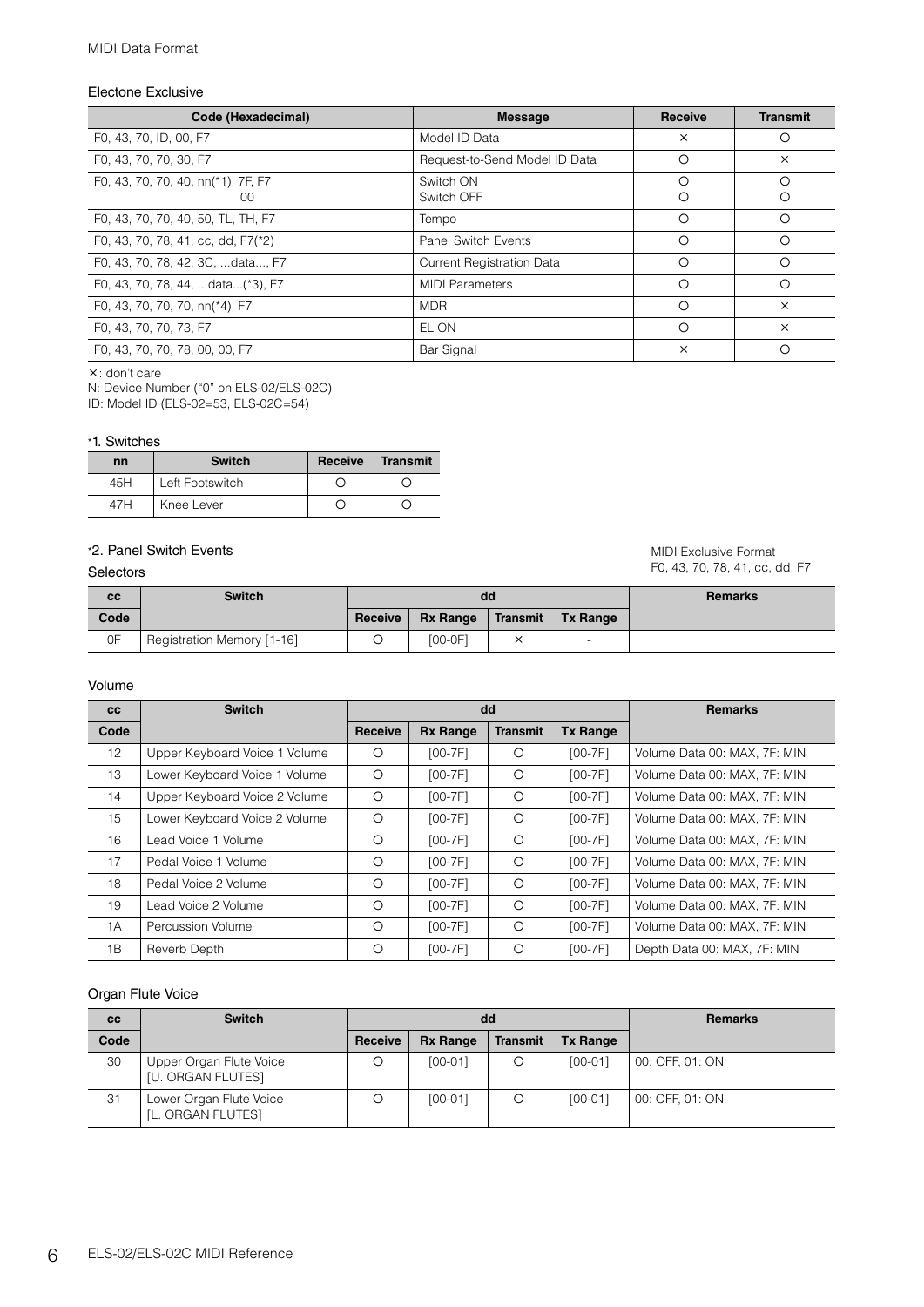## Electone Exclusive

| Code (Hexadecimal) | Message | Receive | Transmit |
|---|---|---|---|
| F0, 43, 70, ID, 00, F7 | Model ID Data | × | ○ |
| F0, 43, 70, 70, 30, F7 | Request-to-Send Model ID Data | ○ | × |
| F0, 43, 70, 70, 40, nn(*1), 7F, F7<br>00 | Switch ON<br>Switch OFF | ○<br>○ | ○<br>○ |
| F0, 43, 70, 70, 40, 50, TL, TH, F7 | Tempo | ○ | ○ |
| F0, 43, 70, 78, 41, cc, dd, F7(*2) | Panel Switch Events | ○ | ○ |
| F0, 43, 70, 78, 42, 3C, ...data..., F7 | Current Registration Data | ○ | ○ |
| F0, 43, 70, 78, 44, ...data...(*3), F7 | MIDI Parameters | ○ | ○ |
| F0, 43, 70, 70, 70, nn(*4), F7 | MDR | ○ | × |
| F0, 43, 70, 70, 73, F7 | EL ON | ○ | × |
| F0, 43, 70, 70, 78, 00, 00, F7 | Bar Signal | × | ○ |

×: don't care
N: Device Number ("0" on ELS-02/ELS-02C)
ID: Model ID (ELS-02=53, ELS-02C=54)

### *1. Switches

| nn | Switch | Receive | Transmit |
|---|---|---|---|
| 45H | Left Footswitch | ○ | ○ |
| 47H | Knee Lever | ○ | ○ |

### *2. Panel Switch Events

MIDI Exclusive Format
F0, 43, 70, 78, 41, cc, dd, F7

#### Selectors

| cc | Switch | dd | | | | Remarks |
|---|---|---|---|---|---|---|
| Code | | Receive | Rx Range | Transmit | Tx Range | |
| 0F | Registration Memory [1-16] | ○ | [00-0F] | × | - | |

#### Volume

| cc | Switch | dd | | | | Remarks |
|---|---|---|---|---|---|---|
| Code | | Receive | Rx Range | Transmit | Tx Range | |
| 12 | Upper Keyboard Voice 1 Volume | ○ | [00-7F] | ○ | [00-7F] | Volume Data 00: MAX, 7F: MIN |
| 13 | Lower Keyboard Voice 1 Volume | ○ | [00-7F] | ○ | [00-7F] | Volume Data 00: MAX, 7F: MIN |
| 14 | Upper Keyboard Voice 2 Volume | ○ | [00-7F] | ○ | [00-7F] | Volume Data 00: MAX, 7F: MIN |
| 15 | Lower Keyboard Voice 2 Volume | ○ | [00-7F] | ○ | [00-7F] | Volume Data 00: MAX, 7F: MIN |
| 16 | Lead Voice 1 Volume | ○ | [00-7F] | ○ | [00-7F] | Volume Data 00: MAX, 7F: MIN |
| 17 | Pedal Voice 1 Volume | ○ | [00-7F] | ○ | [00-7F] | Volume Data 00: MAX, 7F: MIN |
| 18 | Pedal Voice 2 Volume | ○ | [00-7F] | ○ | [00-7F] | Volume Data 00: MAX, 7F: MIN |
| 19 | Lead Voice 2 Volume | ○ | [00-7F] | ○ | [00-7F] | Volume Data 00: MAX, 7F: MIN |
| 1A | Percussion Volume | ○ | [00-7F] | ○ | [00-7F] | Volume Data 00: MAX, 7F: MIN |
| 1B | Reverb Depth | ○ | [00-7F] | ○ | [00-7F] | Depth Data 00: MAX, 7F: MIN |

#### Organ Flute Voice

| cc | Switch | dd | | | | Remarks |
|---|---|---|---|---|---|---|
| Code | | Receive | Rx Range | Transmit | Tx Range | |
| 30 | Upper Organ Flute Voice [U. ORGAN FLUTES] | ○ | [00-01] | ○ | [00-01] | 00: OFF, 01: ON |
| 31 | Lower Organ Flute Voice [L. ORGAN FLUTES] | ○ | [00-01] | ○ | [00-01] | 00: OFF, 01: ON |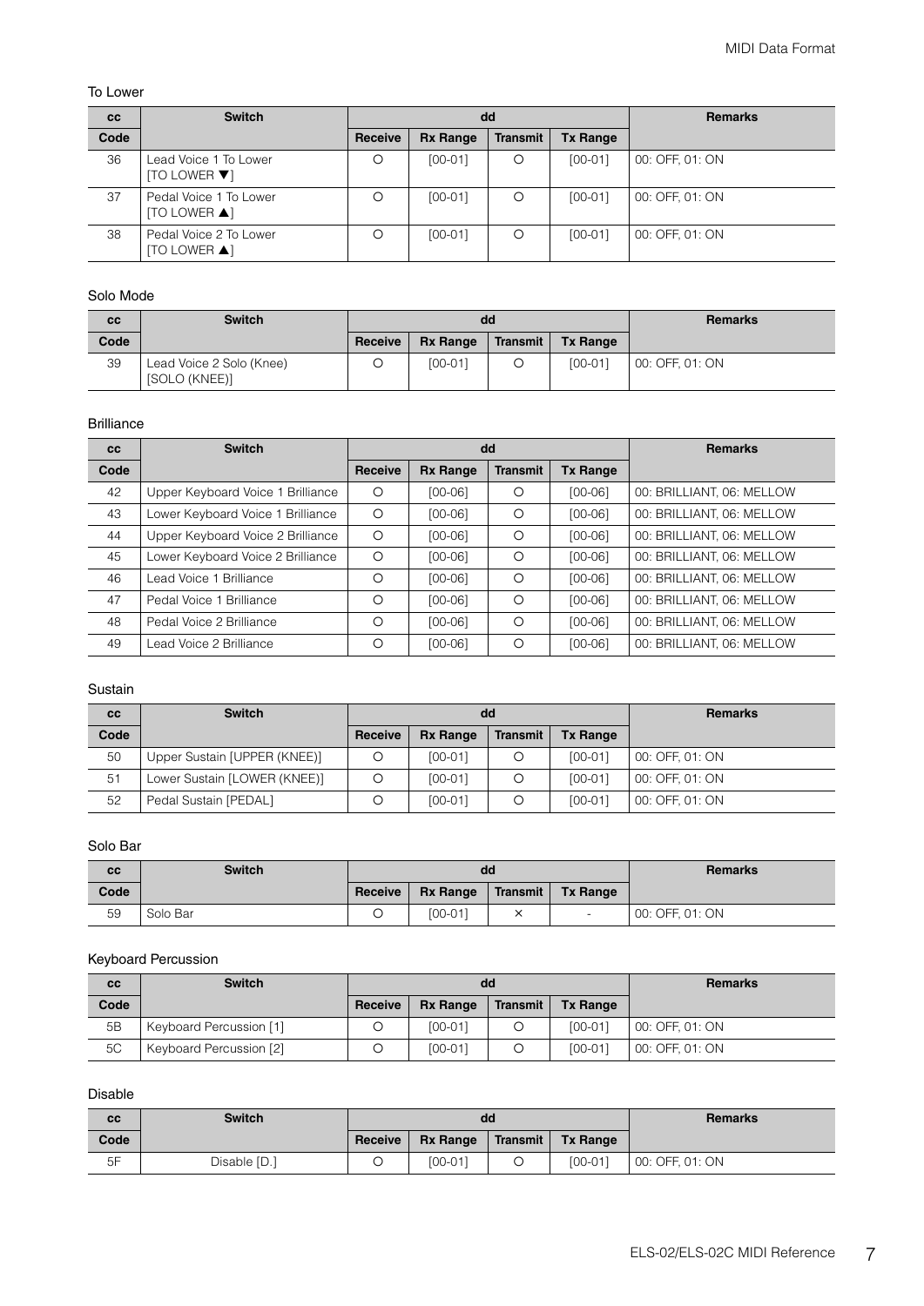### To Lower

| cc | Switch | dd | | | | Remarks |
|---|---|---|---|---|---|---|
| Code | | Receive | Rx Range | Transmit | Tx Range | |
| 36 | Lead Voice 1 To Lower [TO LOWER ▼] | ○ | [00-01] | ○ | [00-01] | 00: OFF, 01: ON |
| 37 | Pedal Voice 1 To Lower [TO LOWER ▲] | ○ | [00-01] | ○ | [00-01] | 00: OFF, 01: ON |
| 38 | Pedal Voice 2 To Lower [TO LOWER ▲] | ○ | [00-01] | ○ | [00-01] | 00: OFF, 01: ON |

### Solo Mode

| cc | Switch | dd | | | | Remarks |
|---|---|---|---|---|---|---|
| Code | | Receive | Rx Range | Transmit | Tx Range | |
| 39 | Lead Voice 2 Solo (Knee) [SOLO (KNEE)] | ○ | [00-01] | ○ | [00-01] | 00: OFF, 01: ON |

### Brilliance

| cc | Switch | dd | | | | Remarks |
|---|---|---|---|---|---|---|
| Code | | Receive | Rx Range | Transmit | Tx Range | |
| 42 | Upper Keyboard Voice 1 Brilliance | ○ | [00-06] | ○ | [00-06] | 00: BRILLIANT, 06: MELLOW |
| 43 | Lower Keyboard Voice 1 Brilliance | ○ | [00-06] | ○ | [00-06] | 00: BRILLIANT, 06: MELLOW |
| 44 | Upper Keyboard Voice 2 Brilliance | ○ | [00-06] | ○ | [00-06] | 00: BRILLIANT, 06: MELLOW |
| 45 | Lower Keyboard Voice 2 Brilliance | ○ | [00-06] | ○ | [00-06] | 00: BRILLIANT, 06: MELLOW |
| 46 | Lead Voice 1 Brilliance | ○ | [00-06] | ○ | [00-06] | 00: BRILLIANT, 06: MELLOW |
| 47 | Pedal Voice 1 Brilliance | ○ | [00-06] | ○ | [00-06] | 00: BRILLIANT, 06: MELLOW |
| 48 | Pedal Voice 2 Brilliance | ○ | [00-06] | ○ | [00-06] | 00: BRILLIANT, 06: MELLOW |
| 49 | Lead Voice 2 Brilliance | ○ | [00-06] | ○ | [00-06] | 00: BRILLIANT, 06: MELLOW |

### Sustain

| cc | Switch | dd | | | | Remarks |
|---|---|---|---|---|---|---|
| Code | | Receive | Rx Range | Transmit | Tx Range | |
| 50 | Upper Sustain [UPPER (KNEE)] | ○ | [00-01] | ○ | [00-01] | 00: OFF, 01: ON |
| 51 | Lower Sustain [LOWER (KNEE)] | ○ | [00-01] | ○ | [00-01] | 00: OFF, 01: ON |
| 52 | Pedal Sustain [PEDAL] | ○ | [00-01] | ○ | [00-01] | 00: OFF, 01: ON |

### Solo Bar

| cc | Switch | dd | | | | Remarks |
|---|---|---|---|---|---|---|
| Code | | Receive | Rx Range | Transmit | Tx Range | |
| 59 | Solo Bar | ○ | [00-01] | × | - | 00: OFF, 01: ON |

### Keyboard Percussion

| cc | Switch | dd | | | | Remarks |
|---|---|---|---|---|---|---|
| Code | | Receive | Rx Range | Transmit | Tx Range | |
| 5B | Keyboard Percussion [1] | ○ | [00-01] | ○ | [00-01] | 00: OFF, 01: ON |
| 5C | Keyboard Percussion [2] | ○ | [00-01] | ○ | [00-01] | 00: OFF, 01: ON |

### Disable

| cc | Switch | dd | | | | Remarks |
|---|---|---|---|---|---|---|
| Code | | Receive | Rx Range | Transmit | Tx Range | |
| 5F | Disable [D.] | ○ | [00-01] | ○ | [00-01] | 00: OFF, 01: ON |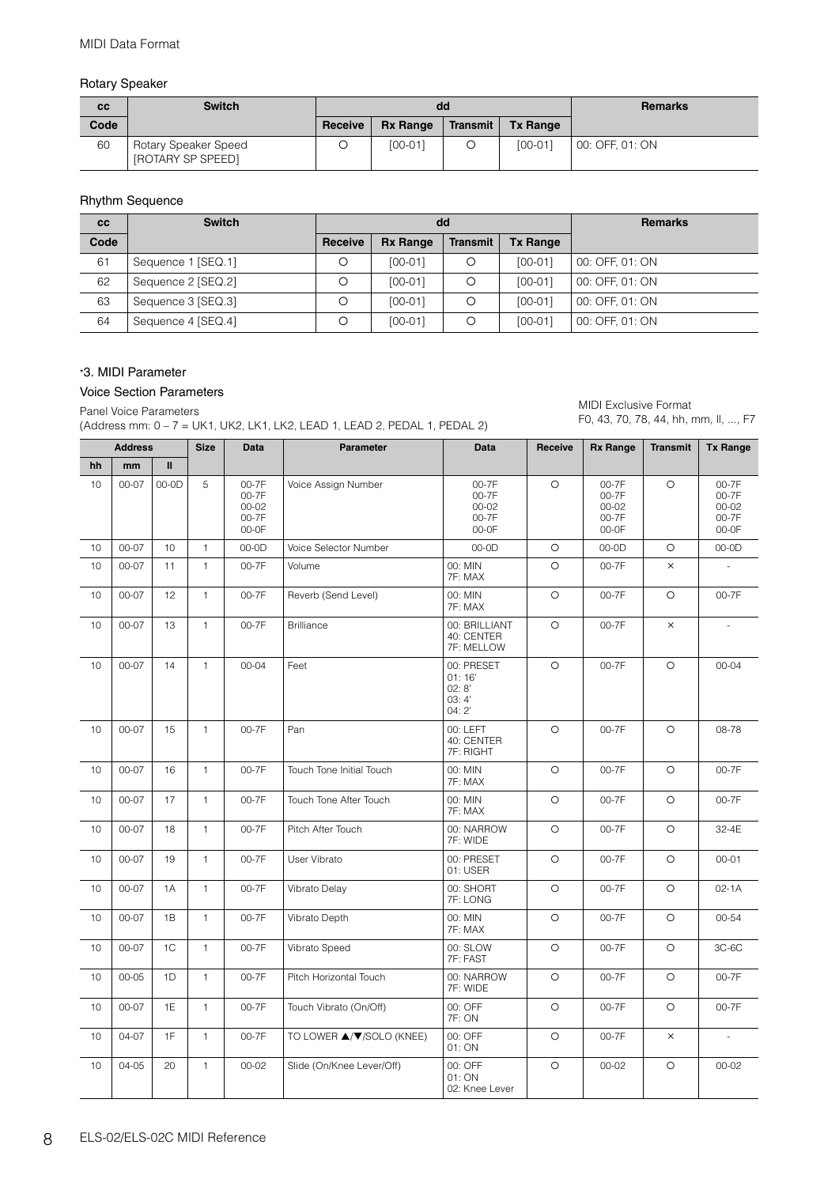MIDI Data Format

### Rotary Speaker

| cc | Switch | dd | | | | Remarks |
|---|---|---|---|---|---|---|
| Code | | Receive | Rx Range | Transmit | Tx Range | |
| 60 | Rotary Speaker Speed [ROTARY SP SPEED] | O | [00-01] | O | [00-01] | 00: OFF, 01: ON |

### Rhythm Sequence

| cc | Switch | dd | | | | Remarks |
|---|---|---|---|---|---|---|
| Code | | Receive | Rx Range | Transmit | Tx Range | |
| 61 | Sequence 1 [SEQ.1] | O | [00-01] | O | [00-01] | 00: OFF, 01: ON |
| 62 | Sequence 2 [SEQ.2] | O | [00-01] | O | [00-01] | 00: OFF, 01: ON |
| 63 | Sequence 3 [SEQ.3] | O | [00-01] | O | [00-01] | 00: OFF, 01: ON |
| 64 | Sequence 4 [SEQ.4] | O | [00-01] | O | [00-01] | 00: OFF, 01: ON |

## *3. MIDI Parameter

### Voice Section Parameters

Panel Voice Parameters
(Address mm: 0 – 7 = UK1, UK2, LK1, LK2, LEAD 1, LEAD 2, PEDAL 1, PEDAL 2)

MIDI Exclusive Format
F0, 43, 70, 78, 44, hh, mm, ll, ..., F7

| Address | | | Size | Data | Parameter | Data | Receive | Rx Range | Transmit | Tx Range |
|---|---|---|---|---|---|---|---|---|---|---|
| hh | mm | ll | | | | | | | | |
| 10 | 00-07 | 00-0D | 5 | 00-7F<br>00-7F<br>00-02<br>00-7F<br>00-0F | Voice Assign Number | 00-7F<br>00-7F<br>00-02<br>00-7F<br>00-0F | O | 00-7F<br>00-7F<br>00-02<br>00-7F<br>00-0F | O | 00-7F<br>00-7F<br>00-02<br>00-7F<br>00-0F |
| 10 | 00-07 | 10 | 1 | 00-0D | Voice Selector Number | 00-0D | O | 00-0D | O | 00-0D |
| 10 | 00-07 | 11 | 1 | 00-7F | Volume | 00: MIN<br>7F: MAX | O | 00-7F | × | - |
| 10 | 00-07 | 12 | 1 | 00-7F | Reverb (Send Level) | 00: MIN<br>7F: MAX | O | 00-7F | O | 00-7F |
| 10 | 00-07 | 13 | 1 | 00-7F | Brilliance | 00: BRILLIANT<br>40: CENTER<br>7F: MELLOW | O | 00-7F | × | - |
| 10 | 00-07 | 14 | 1 | 00-04 | Feet | 00: PRESET<br>01: 16'<br>02: 8'<br>03: 4'<br>04: 2' | O | 00-7F | O | 00-04 |
| 10 | 00-07 | 15 | 1 | 00-7F | Pan | 00: LEFT<br>40: CENTER<br>7F: RIGHT | O | 00-7F | O | 08-78 |
| 10 | 00-07 | 16 | 1 | 00-7F | Touch Tone Initial Touch | 00: MIN<br>7F: MAX | O | 00-7F | O | 00-7F |
| 10 | 00-07 | 17 | 1 | 00-7F | Touch Tone After Touch | 00: MIN<br>7F: MAX | O | 00-7F | O | 00-7F |
| 10 | 00-07 | 18 | 1 | 00-7F | Pitch After Touch | 00: NARROW<br>7F: WIDE | O | 00-7F | O | 32-4E |
| 10 | 00-07 | 19 | 1 | 00-7F | User Vibrato | 00: PRESET<br>01: USER | O | 00-7F | O | 00-01 |
| 10 | 00-07 | 1A | 1 | 00-7F | Vibrato Delay | 00: SHORT<br>7F: LONG | O | 00-7F | O | 02-1A |
| 10 | 00-07 | 1B | 1 | 00-7F | Vibrato Depth | 00: MIN<br>7F: MAX | O | 00-7F | O | 00-54 |
| 10 | 00-07 | 1C | 1 | 00-7F | Vibrato Speed | 00: SLOW<br>7F: FAST | O | 00-7F | O | 3C-6C |
| 10 | 00-05 | 1D | 1 | 00-7F | Pitch Horizontal Touch | 00: NARROW<br>7F: WIDE | O | 00-7F | O | 00-7F |
| 10 | 00-07 | 1E | 1 | 00-7F | Touch Vibrato (On/Off) | 00: OFF<br>7F: ON | O | 00-7F | O | 00-7F |
| 10 | 04-07 | 1F | 1 | 00-7F | TO LOWER ▲/▼/SOLO (KNEE) | 00: OFF<br>01: ON | O | 00-7F | × | - |
| 10 | 04-05 | 20 | 1 | 00-02 | Slide (On/Knee Lever/Off) | 00: OFF<br>01: ON<br>02: Knee Lever | O | 00-02 | O | 00-02 |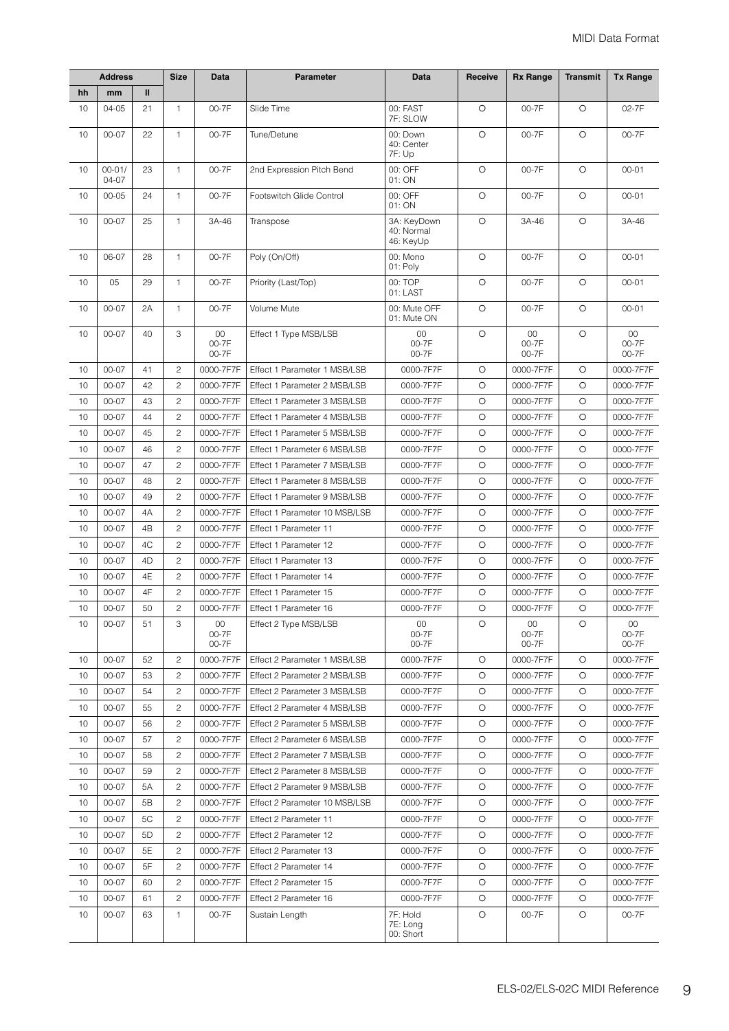| Address | | | Size | Data | Parameter | Data | Receive | Rx Range | Transmit | Tx Range |
|---|---|---|---|---|---|---|---|---|---|---|
| hh | mm | ll | | | | | | | | |
| 10 | 04-05 | 21 | 1 | 00-7F | Slide Time | 00: FAST<br>7F: SLOW | O | 00-7F | O | 02-7F |
| 10 | 00-07 | 22 | 1 | 00-7F | Tune/Detune | 00: Down<br>40: Center<br>7F: Up | O | 00-7F | O | 00-7F |
| 10 | 00-01/<br>04-07 | 23 | 1 | 00-7F | 2nd Expression Pitch Bend | 00: OFF<br>01: ON | O | 00-7F | O | 00-01 |
| 10 | 00-05 | 24 | 1 | 00-7F | Footswitch Glide Control | 00: OFF<br>01: ON | O | 00-7F | O | 00-01 |
| 10 | 00-07 | 25 | 1 | 3A-46 | Transpose | 3A: KeyDown<br>40: Normal<br>46: KeyUp | O | 3A-46 | O | 3A-46 |
| 10 | 06-07 | 28 | 1 | 00-7F | Poly (On/Off) | 00: Mono<br>01: Poly | O | 00-7F | O | 00-01 |
| 10 | 05 | 29 | 1 | 00-7F | Priority (Last/Top) | 00: TOP<br>01: LAST | O | 00-7F | O | 00-01 |
| 10 | 00-07 | 2A | 1 | 00-7F | Volume Mute | 00: Mute OFF<br>01: Mute ON | O | 00-7F | O | 00-01 |
| 10 | 00-07 | 40 | 3 | 00<br>00-7F<br>00-7F | Effect 1 Type MSB/LSB | 00<br>00-7F<br>00-7F | O | 00<br>00-7F<br>00-7F | O | 00<br>00-7F<br>00-7F |
| 10 | 00-07 | 41 | 2 | 0000-7F7F | Effect 1 Parameter 1 MSB/LSB | 0000-7F7F | O | 0000-7F7F | O | 0000-7F7F |
| 10 | 00-07 | 42 | 2 | 0000-7F7F | Effect 1 Parameter 2 MSB/LSB | 0000-7F7F | O | 0000-7F7F | O | 0000-7F7F |
| 10 | 00-07 | 43 | 2 | 0000-7F7F | Effect 1 Parameter 3 MSB/LSB | 0000-7F7F | O | 0000-7F7F | O | 0000-7F7F |
| 10 | 00-07 | 44 | 2 | 0000-7F7F | Effect 1 Parameter 4 MSB/LSB | 0000-7F7F | O | 0000-7F7F | O | 0000-7F7F |
| 10 | 00-07 | 45 | 2 | 0000-7F7F | Effect 1 Parameter 5 MSB/LSB | 0000-7F7F | O | 0000-7F7F | O | 0000-7F7F |
| 10 | 00-07 | 46 | 2 | 0000-7F7F | Effect 1 Parameter 6 MSB/LSB | 0000-7F7F | O | 0000-7F7F | O | 0000-7F7F |
| 10 | 00-07 | 47 | 2 | 0000-7F7F | Effect 1 Parameter 7 MSB/LSB | 0000-7F7F | O | 0000-7F7F | O | 0000-7F7F |
| 10 | 00-07 | 48 | 2 | 0000-7F7F | Effect 1 Parameter 8 MSB/LSB | 0000-7F7F | O | 0000-7F7F | O | 0000-7F7F |
| 10 | 00-07 | 49 | 2 | 0000-7F7F | Effect 1 Parameter 9 MSB/LSB | 0000-7F7F | O | 0000-7F7F | O | 0000-7F7F |
| 10 | 00-07 | 4A | 2 | 0000-7F7F | Effect 1 Parameter 10 MSB/LSB | 0000-7F7F | O | 0000-7F7F | O | 0000-7F7F |
| 10 | 00-07 | 4B | 2 | 0000-7F7F | Effect 1 Parameter 11 | 0000-7F7F | O | 0000-7F7F | O | 0000-7F7F |
| 10 | 00-07 | 4C | 2 | 0000-7F7F | Effect 1 Parameter 12 | 0000-7F7F | O | 0000-7F7F | O | 0000-7F7F |
| 10 | 00-07 | 4D | 2 | 0000-7F7F | Effect 1 Parameter 13 | 0000-7F7F | O | 0000-7F7F | O | 0000-7F7F |
| 10 | 00-07 | 4E | 2 | 0000-7F7F | Effect 1 Parameter 14 | 0000-7F7F | O | 0000-7F7F | O | 0000-7F7F |
| 10 | 00-07 | 4F | 2 | 0000-7F7F | Effect 1 Parameter 15 | 0000-7F7F | O | 0000-7F7F | O | 0000-7F7F |
| 10 | 00-07 | 50 | 2 | 0000-7F7F | Effect 1 Parameter 16 | 0000-7F7F | O | 0000-7F7F | O | 0000-7F7F |
| 10 | 00-07 | 51 | 3 | 00<br>00-7F<br>00-7F | Effect 2 Type MSB/LSB | 00<br>00-7F<br>00-7F | O | 00<br>00-7F<br>00-7F | O | 00<br>00-7F<br>00-7F |
| 10 | 00-07 | 52 | 2 | 0000-7F7F | Effect 2 Parameter 1 MSB/LSB | 0000-7F7F | O | 0000-7F7F | O | 0000-7F7F |
| 10 | 00-07 | 53 | 2 | 0000-7F7F | Effect 2 Parameter 2 MSB/LSB | 0000-7F7F | O | 0000-7F7F | O | 0000-7F7F |
| 10 | 00-07 | 54 | 2 | 0000-7F7F | Effect 2 Parameter 3 MSB/LSB | 0000-7F7F | O | 0000-7F7F | O | 0000-7F7F |
| 10 | 00-07 | 55 | 2 | 0000-7F7F | Effect 2 Parameter 4 MSB/LSB | 0000-7F7F | O | 0000-7F7F | O | 0000-7F7F |
| 10 | 00-07 | 56 | 2 | 0000-7F7F | Effect 2 Parameter 5 MSB/LSB | 0000-7F7F | O | 0000-7F7F | O | 0000-7F7F |
| 10 | 00-07 | 57 | 2 | 0000-7F7F | Effect 2 Parameter 6 MSB/LSB | 0000-7F7F | O | 0000-7F7F | O | 0000-7F7F |
| 10 | 00-07 | 58 | 2 | 0000-7F7F | Effect 2 Parameter 7 MSB/LSB | 0000-7F7F | O | 0000-7F7F | O | 0000-7F7F |
| 10 | 00-07 | 59 | 2 | 0000-7F7F | Effect 2 Parameter 8 MSB/LSB | 0000-7F7F | O | 0000-7F7F | O | 0000-7F7F |
| 10 | 00-07 | 5A | 2 | 0000-7F7F | Effect 2 Parameter 9 MSB/LSB | 0000-7F7F | O | 0000-7F7F | O | 0000-7F7F |
| 10 | 00-07 | 5B | 2 | 0000-7F7F | Effect 2 Parameter 10 MSB/LSB | 0000-7F7F | O | 0000-7F7F | O | 0000-7F7F |
| 10 | 00-07 | 5C | 2 | 0000-7F7F | Effect 2 Parameter 11 | 0000-7F7F | O | 0000-7F7F | O | 0000-7F7F |
| 10 | 00-07 | 5D | 2 | 0000-7F7F | Effect 2 Parameter 12 | 0000-7F7F | O | 0000-7F7F | O | 0000-7F7F |
| 10 | 00-07 | 5E | 2 | 0000-7F7F | Effect 2 Parameter 13 | 0000-7F7F | O | 0000-7F7F | O | 0000-7F7F |
| 10 | 00-07 | 5F | 2 | 0000-7F7F | Effect 2 Parameter 14 | 0000-7F7F | O | 0000-7F7F | O | 0000-7F7F |
| 10 | 00-07 | 60 | 2 | 0000-7F7F | Effect 2 Parameter 15 | 0000-7F7F | O | 0000-7F7F | O | 0000-7F7F |
| 10 | 00-07 | 61 | 2 | 0000-7F7F | Effect 2 Parameter 16 | 0000-7F7F | O | 0000-7F7F | O | 0000-7F7F |
| 10 | 00-07 | 63 | 1 | 00-7F | Sustain Length | 7F: Hold<br>7E: Long<br>00: Short | O | 00-7F | O | 00-7F |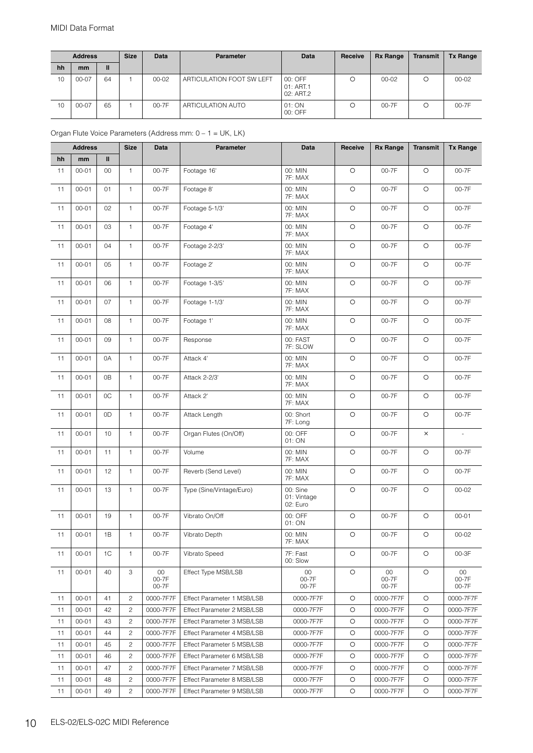| Address | | | Size | Data | Parameter | Data | Receive | Rx Range | Transmit | Tx Range |
|---|---|---|---|---|---|---|---|---|---|---|
| hh | mm | ll | | | | | | | | |
| 10 | 00-07 | 64 | 1 | 00-02 | ARTICULATION FOOT SW LEFT | 00: OFF 01: ART.1 02: ART.2 | O | 00-02 | O | 00-02 |
| 10 | 00-07 | 65 | 1 | 00-7F | ARTICULATION AUTO | 01: ON 00: OFF | O | 00-7F | O | 00-7F |

Organ Flute Voice Parameters (Address mm: 0 – 1 = UK, LK)

| Address | | | Size | Data | Parameter | Data | Receive | Rx Range | Transmit | Tx Range |
|---|---|---|---|---|---|---|---|---|---|---|
| hh | mm | ll | | | | | | | | |
| 11 | 00-01 | 00 | 1 | 00-7F | Footage 16' | 00: MIN 7F: MAX | O | 00-7F | O | 00-7F |
| 11 | 00-01 | 01 | 1 | 00-7F | Footage 8' | 00: MIN 7F: MAX | O | 00-7F | O | 00-7F |
| 11 | 00-01 | 02 | 1 | 00-7F | Footage 5-1/3' | 00: MIN 7F: MAX | O | 00-7F | O | 00-7F |
| 11 | 00-01 | 03 | 1 | 00-7F | Footage 4' | 00: MIN 7F: MAX | O | 00-7F | O | 00-7F |
| 11 | 00-01 | 04 | 1 | 00-7F | Footage 2-2/3' | 00: MIN 7F: MAX | O | 00-7F | O | 00-7F |
| 11 | 00-01 | 05 | 1 | 00-7F | Footage 2' | 00: MIN 7F: MAX | O | 00-7F | O | 00-7F |
| 11 | 00-01 | 06 | 1 | 00-7F | Footage 1-3/5' | 00: MIN 7F: MAX | O | 00-7F | O | 00-7F |
| 11 | 00-01 | 07 | 1 | 00-7F | Footage 1-1/3' | 00: MIN 7F: MAX | O | 00-7F | O | 00-7F |
| 11 | 00-01 | 08 | 1 | 00-7F | Footage 1' | 00: MIN 7F: MAX | O | 00-7F | O | 00-7F |
| 11 | 00-01 | 09 | 1 | 00-7F | Response | 00: FAST 7F: SLOW | O | 00-7F | O | 00-7F |
| 11 | 00-01 | 0A | 1 | 00-7F | Attack 4' | 00: MIN 7F: MAX | O | 00-7F | O | 00-7F |
| 11 | 00-01 | 0B | 1 | 00-7F | Attack 2-2/3' | 00: MIN 7F: MAX | O | 00-7F | O | 00-7F |
| 11 | 00-01 | 0C | 1 | 00-7F | Attack 2' | 00: MIN 7F: MAX | O | 00-7F | O | 00-7F |
| 11 | 00-01 | 0D | 1 | 00-7F | Attack Length | 00: Short 7F: Long | O | 00-7F | O | 00-7F |
| 11 | 00-01 | 10 | 1 | 00-7F | Organ Flutes (On/Off) | 00: OFF 01: ON | O | 00-7F | × | - |
| 11 | 00-01 | 11 | 1 | 00-7F | Volume | 00: MIN 7F: MAX | O | 00-7F | O | 00-7F |
| 11 | 00-01 | 12 | 1 | 00-7F | Reverb (Send Level) | 00: MIN 7F: MAX | O | 00-7F | O | 00-7F |
| 11 | 00-01 | 13 | 1 | 00-7F | Type (Sine/Vintage/Euro) | 00: Sine 01: Vintage 02: Euro | O | 00-7F | O | 00-02 |
| 11 | 00-01 | 19 | 1 | 00-7F | Vibrato On/Off | 00: OFF 01: ON | O | 00-7F | O | 00-01 |
| 11 | 00-01 | 1B | 1 | 00-7F | Vibrato Depth | 00: MIN 7F: MAX | O | 00-7F | O | 00-02 |
| 11 | 00-01 | 1C | 1 | 00-7F | Vibrato Speed | 7F: Fast 00: Slow | O | 00-7F | O | 00-3F |
| 11 | 00-01 | 40 | 3 | 00 00-7F 00-7F | Effect Type MSB/LSB | 00 00-7F 00-7F | O | 00 00-7F 00-7F | O | 00 00-7F 00-7F |
| 11 | 00-01 | 41 | 2 | 0000-7F7F | Effect Parameter 1 MSB/LSB | 0000-7F7F | O | 0000-7F7F | O | 0000-7F7F |
| 11 | 00-01 | 42 | 2 | 0000-7F7F | Effect Parameter 2 MSB/LSB | 0000-7F7F | O | 0000-7F7F | O | 0000-7F7F |
| 11 | 00-01 | 43 | 2 | 0000-7F7F | Effect Parameter 3 MSB/LSB | 0000-7F7F | O | 0000-7F7F | O | 0000-7F7F |
| 11 | 00-01 | 44 | 2 | 0000-7F7F | Effect Parameter 4 MSB/LSB | 0000-7F7F | O | 0000-7F7F | O | 0000-7F7F |
| 11 | 00-01 | 45 | 2 | 0000-7F7F | Effect Parameter 5 MSB/LSB | 0000-7F7F | O | 0000-7F7F | O | 0000-7F7F |
| 11 | 00-01 | 46 | 2 | 0000-7F7F | Effect Parameter 6 MSB/LSB | 0000-7F7F | O | 0000-7F7F | O | 0000-7F7F |
| 11 | 00-01 | 47 | 2 | 0000-7F7F | Effect Parameter 7 MSB/LSB | 0000-7F7F | O | 0000-7F7F | O | 0000-7F7F |
| 11 | 00-01 | 48 | 2 | 0000-7F7F | Effect Parameter 8 MSB/LSB | 0000-7F7F | O | 0000-7F7F | O | 0000-7F7F |
| 11 | 00-01 | 49 | 2 | 0000-7F7F | Effect Parameter 9 MSB/LSB | 0000-7F7F | O | 0000-7F7F | O | 0000-7F7F |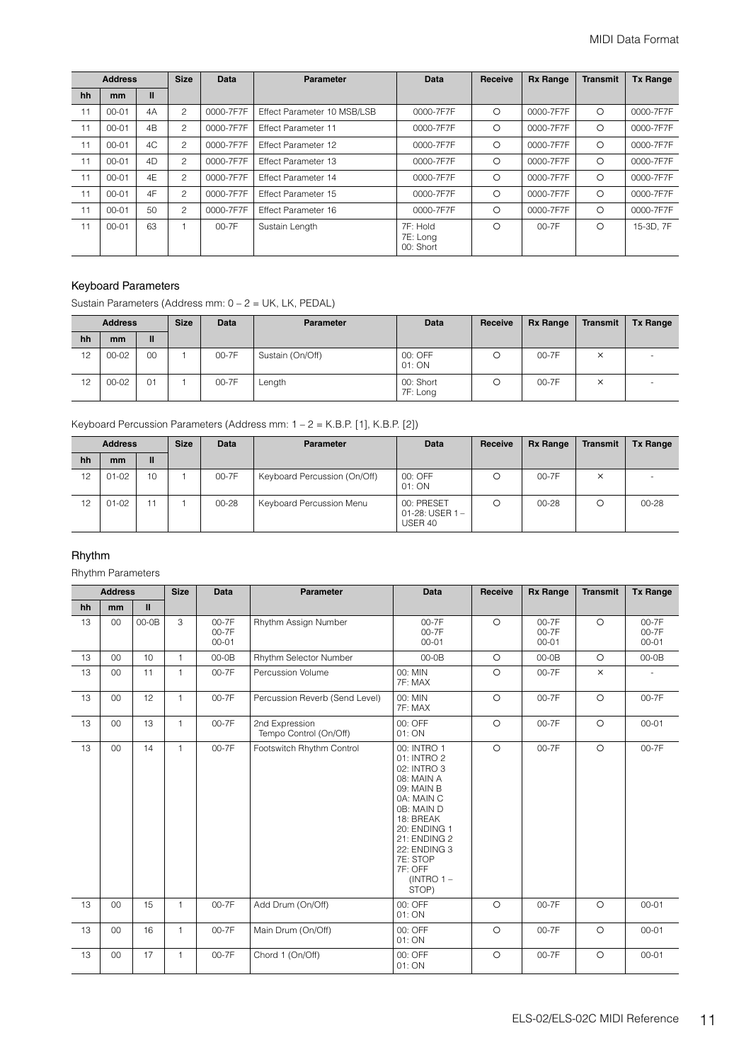| Address | | | Size | Data | Parameter | Data | Receive | Rx Range | Transmit | Tx Range |
|---|---|---|---|---|---|---|---|---|---|---|
| hh | mm | ll | | | | | | | | |
| 11 | 00-01 | 4A | 2 | 0000-7F7F | Effect Parameter 10 MSB/LSB | 0000-7F7F | ○ | 0000-7F7F | ○ | 0000-7F7F |
| 11 | 00-01 | 4B | 2 | 0000-7F7F | Effect Parameter 11 | 0000-7F7F | ○ | 0000-7F7F | ○ | 0000-7F7F |
| 11 | 00-01 | 4C | 2 | 0000-7F7F | Effect Parameter 12 | 0000-7F7F | ○ | 0000-7F7F | ○ | 0000-7F7F |
| 11 | 00-01 | 4D | 2 | 0000-7F7F | Effect Parameter 13 | 0000-7F7F | ○ | 0000-7F7F | ○ | 0000-7F7F |
| 11 | 00-01 | 4E | 2 | 0000-7F7F | Effect Parameter 14 | 0000-7F7F | ○ | 0000-7F7F | ○ | 0000-7F7F |
| 11 | 00-01 | 4F | 2 | 0000-7F7F | Effect Parameter 15 | 0000-7F7F | ○ | 0000-7F7F | ○ | 0000-7F7F |
| 11 | 00-01 | 50 | 2 | 0000-7F7F | Effect Parameter 16 | 0000-7F7F | ○ | 0000-7F7F | ○ | 0000-7F7F |
| 11 | 00-01 | 63 | 1 | 00-7F | Sustain Length | 7F: Hold<br>7E: Long<br>00: Short | ○ | 00-7F | ○ | 15-3D, 7F |

## Keyboard Parameters

Sustain Parameters (Address mm: 0 – 2 = UK, LK, PEDAL)

| Address | | | Size | Data | Parameter | Data | Receive | Rx Range | Transmit | Tx Range |
|---|---|---|---|---|---|---|---|---|---|---|
| hh | mm | ll | | | | | | | | |
| 12 | 00-02 | 00 | 1 | 00-7F | Sustain (On/Off) | 00: OFF<br>01: ON | ○ | 00-7F | × | - |
| 12 | 00-02 | 01 | 1 | 00-7F | Length | 00: Short<br>7F: Long | ○ | 00-7F | × | - |

Keyboard Percussion Parameters (Address mm: 1 – 2 = K.B.P. [1], K.B.P. [2])

| Address | | | Size | Data | Parameter | Data | Receive | Rx Range | Transmit | Tx Range |
|---|---|---|---|---|---|---|---|---|---|---|
| hh | mm | ll | | | | | | | | |
| 12 | 01-02 | 10 | 1 | 00-7F | Keyboard Percussion (On/Off) | 00: OFF<br>01: ON | ○ | 00-7F | × | - |
| 12 | 01-02 | 11 | 1 | 00-28 | Keyboard Percussion Menu | 00: PRESET<br>01-28: USER 1 – USER 40 | ○ | 00-28 | ○ | 00-28 |

## Rhythm

Rhythm Parameters

| Address | | | Size | Data | Parameter | Data | Receive | Rx Range | Transmit | Tx Range |
|---|---|---|---|---|---|---|---|---|---|---|
| hh | mm | ll | | | | | | | | |
| 13 | 00 | 00-0B | 3 | 00-7F<br>00-7F<br>00-01 | Rhythm Assign Number | 00-7F<br>00-7F<br>00-01 | ○ | 00-7F<br>00-7F<br>00-01 | ○ | 00-7F<br>00-7F<br>00-01 |
| 13 | 00 | 10 | 1 | 00-0B | Rhythm Selector Number | 00-0B | ○ | 00-0B | ○ | 00-0B |
| 13 | 00 | 11 | 1 | 00-7F | Percussion Volume | 00: MIN<br>7F: MAX | ○ | 00-7F | × | - |
| 13 | 00 | 12 | 1 | 00-7F | Percussion Reverb (Send Level) | 00: MIN<br>7F: MAX | ○ | 00-7F | ○ | 00-7F |
| 13 | 00 | 13 | 1 | 00-7F | 2nd Expression Tempo Control (On/Off) | 00: OFF<br>01: ON | ○ | 00-7F | ○ | 00-01 |
| 13 | 00 | 14 | 1 | 00-7F | Footswitch Rhythm Control | 00: INTRO 1<br>01: INTRO 2<br>02: INTRO 3<br>08: MAIN A<br>09: MAIN B<br>0A: MAIN C<br>0B: MAIN D<br>18: BREAK<br>20: ENDING 1<br>21: ENDING 2<br>22: ENDING 3<br>7E: STOP<br>7F: OFF<br>(INTRO 1 – STOP) | ○ | 00-7F | ○ | 00-7F |
| 13 | 00 | 15 | 1 | 00-7F | Add Drum (On/Off) | 00: OFF<br>01: ON | ○ | 00-7F | ○ | 00-01 |
| 13 | 00 | 16 | 1 | 00-7F | Main Drum (On/Off) | 00: OFF<br>01: ON | ○ | 00-7F | ○ | 00-01 |
| 13 | 00 | 17 | 1 | 00-7F | Chord 1 (On/Off) | 00: OFF<br>01: ON | ○ | 00-7F | ○ | 00-01 |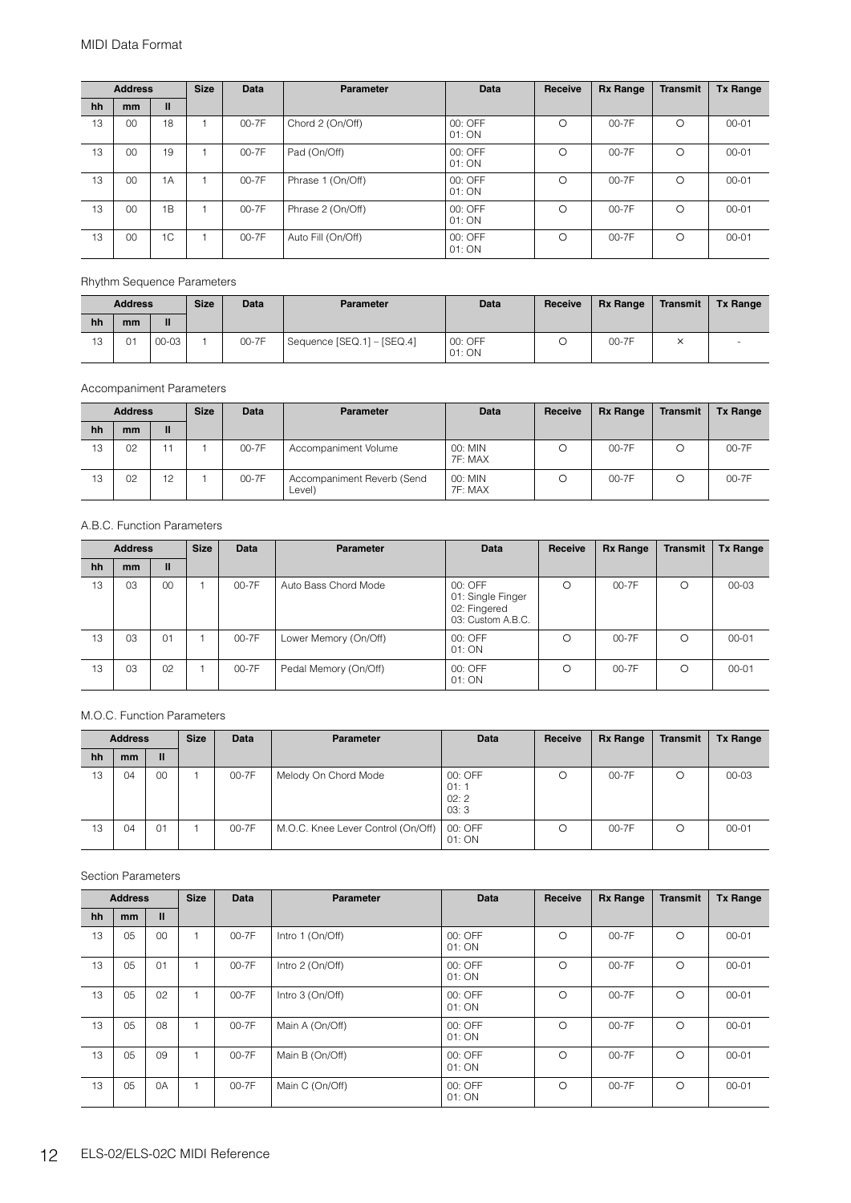| Address | | | Size | Data | Parameter | Data | Receive | Rx Range | Transmit | Tx Range |
|---|---|---|---|---|---|---|---|---|---|---|
| hh | mm | ll | | | | | | | | |
| 13 | 00 | 18 | 1 | 00-7F | Chord 2 (On/Off) | 00: OFF<br>01: ON | ○ | 00-7F | ○ | 00-01 |
| 13 | 00 | 19 | 1 | 00-7F | Pad (On/Off) | 00: OFF<br>01: ON | ○ | 00-7F | ○ | 00-01 |
| 13 | 00 | 1A | 1 | 00-7F | Phrase 1 (On/Off) | 00: OFF<br>01: ON | ○ | 00-7F | ○ | 00-01 |
| 13 | 00 | 1B | 1 | 00-7F | Phrase 2 (On/Off) | 00: OFF<br>01: ON | ○ | 00-7F | ○ | 00-01 |
| 13 | 00 | 1C | 1 | 00-7F | Auto Fill (On/Off) | 00: OFF<br>01: ON | ○ | 00-7F | ○ | 00-01 |

Rhythm Sequence Parameters

| Address | | | Size | Data | Parameter | Data | Receive | Rx Range | Transmit | Tx Range |
|---|---|---|---|---|---|---|---|---|---|---|
| hh | mm | ll | | | | | | | | |
| 13 | 01 | 00-03 | 1 | 00-7F | Sequence [SEQ.1] – [SEQ.4] | 00: OFF<br>01: ON | ○ | 00-7F | × | - |

Accompaniment Parameters

| Address | | | Size | Data | Parameter | Data | Receive | Rx Range | Transmit | Tx Range |
|---|---|---|---|---|---|---|---|---|---|---|
| hh | mm | ll | | | | | | | | |
| 13 | 02 | 11 | 1 | 00-7F | Accompaniment Volume | 00: MIN<br>7F: MAX | ○ | 00-7F | ○ | 00-7F |
| 13 | 02 | 12 | 1 | 00-7F | Accompaniment Reverb (Send Level) | 00: MIN<br>7F: MAX | ○ | 00-7F | ○ | 00-7F |

A.B.C. Function Parameters

| Address | | | Size | Data | Parameter | Data | Receive | Rx Range | Transmit | Tx Range |
|---|---|---|---|---|---|---|---|---|---|---|
| hh | mm | ll | | | | | | | | |
| 13 | 03 | 00 | 1 | 00-7F | Auto Bass Chord Mode | 00: OFF<br>01: Single Finger<br>02: Fingered<br>03: Custom A.B.C. | ○ | 00-7F | ○ | 00-03 |
| 13 | 03 | 01 | 1 | 00-7F | Lower Memory (On/Off) | 00: OFF<br>01: ON | ○ | 00-7F | ○ | 00-01 |
| 13 | 03 | 02 | 1 | 00-7F | Pedal Memory (On/Off) | 00: OFF<br>01: ON | ○ | 00-7F | ○ | 00-01 |

M.O.C. Function Parameters

| Address | | | Size | Data | Parameter | Data | Receive | Rx Range | Transmit | Tx Range |
|---|---|---|---|---|---|---|---|---|---|---|
| hh | mm | ll | | | | | | | | |
| 13 | 04 | 00 | 1 | 00-7F | Melody On Chord Mode | 00: OFF<br>01: 1<br>02: 2<br>03: 3 | ○ | 00-7F | ○ | 00-03 |
| 13 | 04 | 01 | 1 | 00-7F | M.O.C. Knee Lever Control (On/Off) | 00: OFF<br>01: ON | ○ | 00-7F | ○ | 00-01 |

Section Parameters

| Address | | | Size | Data | Parameter | Data | Receive | Rx Range | Transmit | Tx Range |
|---|---|---|---|---|---|---|---|---|---|---|
| hh | mm | ll | | | | | | | | |
| 13 | 05 | 00 | 1 | 00-7F | Intro 1 (On/Off) | 00: OFF<br>01: ON | ○ | 00-7F | ○ | 00-01 |
| 13 | 05 | 01 | 1 | 00-7F | Intro 2 (On/Off) | 00: OFF<br>01: ON | ○ | 00-7F | ○ | 00-01 |
| 13 | 05 | 02 | 1 | 00-7F | Intro 3 (On/Off) | 00: OFF<br>01: ON | ○ | 00-7F | ○ | 00-01 |
| 13 | 05 | 08 | 1 | 00-7F | Main A (On/Off) | 00: OFF<br>01: ON | ○ | 00-7F | ○ | 00-01 |
| 13 | 05 | 09 | 1 | 00-7F | Main B (On/Off) | 00: OFF<br>01: ON | ○ | 00-7F | ○ | 00-01 |
| 13 | 05 | 0A | 1 | 00-7F | Main C (On/Off) | 00: OFF<br>01: ON | ○ | 00-7F | ○ | 00-01 |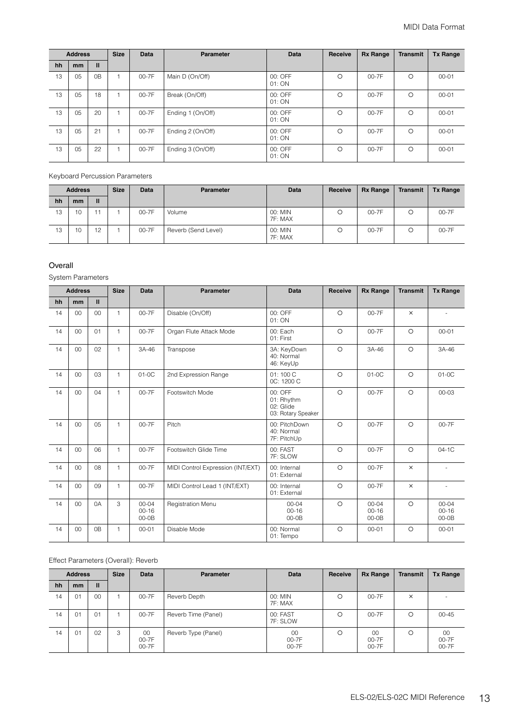| Address | | | Size | Data | Parameter | Data | Receive | Rx Range | Transmit | Tx Range |
|---|---|---|---|---|---|---|---|---|---|---|
| hh | mm | ll | | | | | | | | |
| 13 | 05 | 0B | 1 | 00-7F | Main D (On/Off) | 00: OFF<br>01: ON | ○ | 00-7F | ○ | 00-01 |
| 13 | 05 | 18 | 1 | 00-7F | Break (On/Off) | 00: OFF<br>01: ON | ○ | 00-7F | ○ | 00-01 |
| 13 | 05 | 20 | 1 | 00-7F | Ending 1 (On/Off) | 00: OFF<br>01: ON | ○ | 00-7F | ○ | 00-01 |
| 13 | 05 | 21 | 1 | 00-7F | Ending 2 (On/Off) | 00: OFF<br>01: ON | ○ | 00-7F | ○ | 00-01 |
| 13 | 05 | 22 | 1 | 00-7F | Ending 3 (On/Off) | 00: OFF<br>01: ON | ○ | 00-7F | ○ | 00-01 |

Keyboard Percussion Parameters

| Address | | | Size | Data | Parameter | Data | Receive | Rx Range | Transmit | Tx Range |
|---|---|---|---|---|---|---|---|---|---|---|
| hh | mm | ll | | | | | | | | |
| 13 | 10 | 11 | 1 | 00-7F | Volume | 00: MIN<br>7F: MAX | ○ | 00-7F | ○ | 00-7F |
| 13 | 10 | 12 | 1 | 00-7F | Reverb (Send Level) | 00: MIN<br>7F: MAX | ○ | 00-7F | ○ | 00-7F |

### Overall

System Parameters

| Address | | | Size | Data | Parameter | Data | Receive | Rx Range | Transmit | Tx Range |
|---|---|---|---|---|---|---|---|---|---|---|
| hh | mm | ll | | | | | | | | |
| 14 | 00 | 00 | 1 | 00-7F | Disable (On/Off) | 00: OFF<br>01: ON | ○ | 00-7F | × | - |
| 14 | 00 | 01 | 1 | 00-7F | Organ Flute Attack Mode | 00: Each<br>01: First | ○ | 00-7F | ○ | 00-01 |
| 14 | 00 | 02 | 1 | 3A-46 | Transpose | 3A: KeyDown<br>40: Normal<br>46: KeyUp | ○ | 3A-46 | ○ | 3A-46 |
| 14 | 00 | 03 | 1 | 01-0C | 2nd Expression Range | 01: 100 C<br>0C: 1200 C | ○ | 01-0C | ○ | 01-0C |
| 14 | 00 | 04 | 1 | 00-7F | Footswitch Mode | 00: OFF<br>01: Rhythm<br>02: Glide<br>03: Rotary Speaker | ○ | 00-7F | ○ | 00-03 |
| 14 | 00 | 05 | 1 | 00-7F | Pitch | 00: PitchDown<br>40: Normal<br>7F: PitchUp | ○ | 00-7F | ○ | 00-7F |
| 14 | 00 | 06 | 1 | 00-7F | Footswitch Glide Time | 00: FAST<br>7F: SLOW | ○ | 00-7F | ○ | 04-1C |
| 14 | 00 | 08 | 1 | 00-7F | MIDI Control Expression (INT/EXT) | 00: Internal<br>01: External | ○ | 00-7F | × | - |
| 14 | 00 | 09 | 1 | 00-7F | MIDI Control Lead 1 (INT/EXT) | 00: Internal<br>01: External | ○ | 00-7F | × | - |
| 14 | 00 | 0A | 3 | 00-04<br>00-16<br>00-0B | Registration Menu | 00-04<br>00-16<br>00-0B | ○ | 00-04<br>00-16<br>00-0B | ○ | 00-04<br>00-16<br>00-0B |
| 14 | 00 | 0B | 1 | 00-01 | Disable Mode | 00: Normal<br>01: Tempo | ○ | 00-01 | ○ | 00-01 |

Effect Parameters (Overall): Reverb

| Address | | | Size | Data | Parameter | Data | Receive | Rx Range | Transmit | Tx Range |
|---|---|---|---|---|---|---|---|---|---|---|
| hh | mm | ll | | | | | | | | |
| 14 | 01 | 00 | 1 | 00-7F | Reverb Depth | 00: MIN<br>7F: MAX | ○ | 00-7F | × | - |
| 14 | 01 | 01 | 1 | 00-7F | Reverb Time (Panel) | 00: FAST<br>7F: SLOW | ○ | 00-7F | ○ | 00-45 |
| 14 | 01 | 02 | 3 | 00<br>00-7F<br>00-7F | Reverb Type (Panel) | 00<br>00-7F<br>00-7F | ○ | 00<br>00-7F<br>00-7F | ○ | 00<br>00-7F<br>00-7F |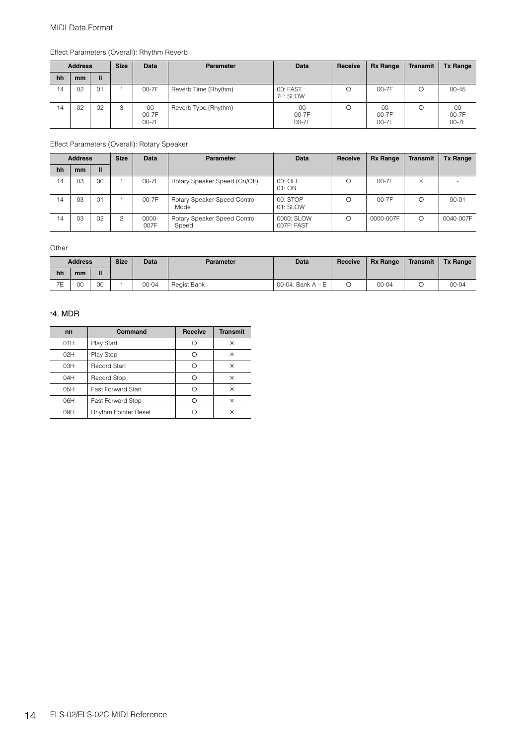Effect Parameters (Overall): Rhythm Reverb

| Address | | | Size | Data | Parameter | Data | Receive | Rx Range | Transmit | Tx Range |
|---|---|---|---|---|---|---|---|---|---|---|
| hh | mm | ll | | | | | | | | |
| 14 | 02 | 01 | 1 | 00-7F | Reverb Time (Rhythm) | 00: FAST<br>7F: SLOW | ○ | 00-7F | ○ | 00-45 |
| 14 | 02 | 02 | 3 | 00<br>00-7F<br>00-7F | Reverb Type (Rhythm) | 00<br>00-7F<br>00-7F | ○ | 00<br>00-7F<br>00-7F | ○ | 00<br>00-7F<br>00-7F |

Effect Parameters (Overall): Rotary Speaker

| Address | | | Size | Data | Parameter | Data | Receive | Rx Range | Transmit | Tx Range |
|---|---|---|---|---|---|---|---|---|---|---|
| hh | mm | ll | | | | | | | | |
| 14 | 03 | 00 | 1 | 00-7F | Rotary Speaker Speed (On/Off) | 00: OFF<br>01: ON | ○ | 00-7F | × | - |
| 14 | 03 | 01 | 1 | 00-7F | Rotary Speaker Speed Control Mode | 00: STOP<br>01: SLOW | ○ | 00-7F | ○ | 00-01 |
| 14 | 03 | 02 | 2 | 0000-007F | Rotary Speaker Speed Control Speed | 0000: SLOW<br>007F: FAST | ○ | 0000-007F | ○ | 0040-007F |

Other

| Address | | | Size | Data | Parameter | Data | Receive | Rx Range | Transmit | Tx Range |
|---|---|---|---|---|---|---|---|---|---|---|
| hh | mm | ll | | | | | | | | |
| 7E | 00 | 00 | 1 | 00-04 | Regist Bank | 00-04: Bank A – E | ○ | 00-04 | ○ | 00-04 |

### *4. MDR

| nn | Command | Receive | Transmit |
|---|---|---|---|
| 01H | Play Start | ○ | × |
| 02H | Play Stop | ○ | × |
| 03H | Record Start | ○ | × |
| 04H | Record Stop | ○ | × |
| 05H | Fast Forward Start | ○ | × |
| 06H | Fast Forward Stop | ○ | × |
| 09H | Rhythm Pointer Reset | ○ | × |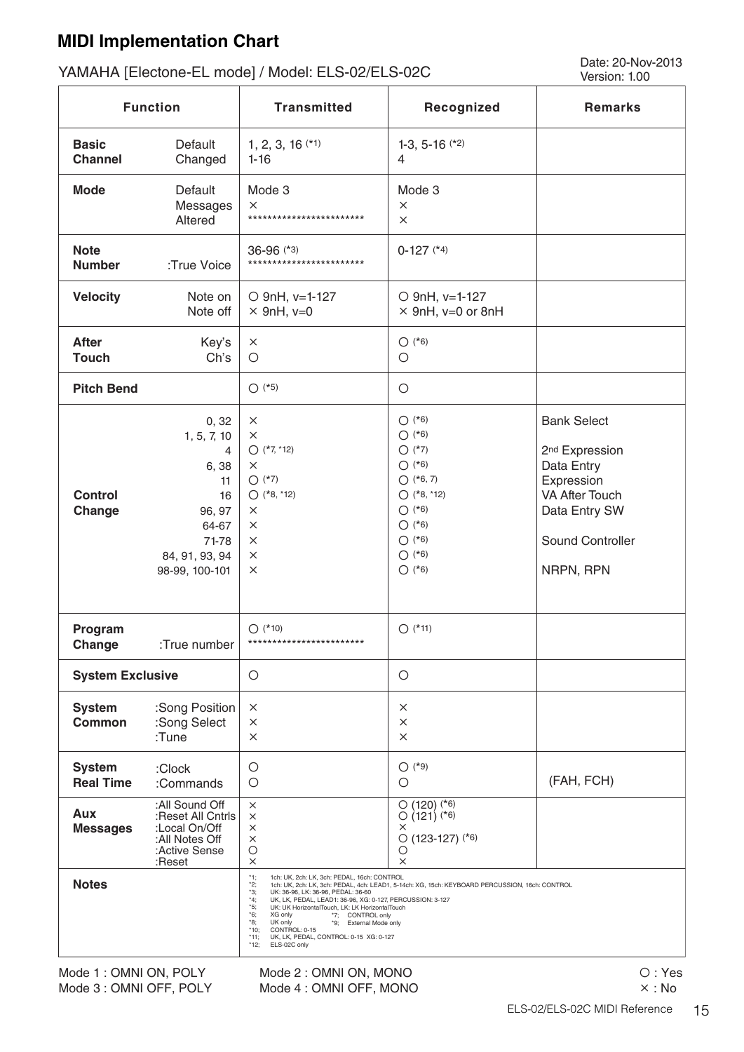## MIDI Implementation Chart

YAMAHA [Electone-EL mode] / Model: ELS-02/ELS-02C

Date: 20-Nov-2013
Version: 1.00

| Function | | Transmitted | Recognized | Remarks |
|---|---|---|---|---|
| **Basic Channel** | Default<br>Changed | 1, 2, 3, 16 (*1)<br>1-16 | 1-3, 5-16 (*2)<br>4 | |
| **Mode** | Default<br>Messages<br>Altered | Mode 3<br>×<br>************************ | Mode 3<br>×<br>× | |
| **Note Number** | :True Voice | 36-96 (*3)<br>************************ | 0-127 (*4) | |
| **Velocity** | Note on<br>Note off | ○ 9nH, v=1-127<br>× 9nH, v=0 | ○ 9nH, v=1-127<br>× 9nH, v=0 or 8nH | |
| **After Touch** | Key's<br>Ch's | ×<br>○ | ○ (*6)<br>○ | |
| **Pitch Bend** | | ○ (*5) | ○ | |
| **Control Change** | 0, 32<br>1, 5, 7, 10<br>4<br>6, 38<br>11<br>16<br>96, 97<br>64-67<br>71-78<br>84, 91, 93, 94<br>98-99, 100-101 | ×<br>×<br>○ (*7, *12)<br>×<br>○ (*7)<br>○ (*8, *12)<br>×<br>×<br>×<br>×<br>× | ○ (*6)<br>○ (*6)<br>○ (*7)<br>○ (*6)<br>○ (*6, 7)<br>○ (*8, *12)<br>○ (*6)<br>○ (*6)<br>○ (*6)<br>○ (*6)<br>○ (*6) | Bank Select<br><br>2nd Expression<br>Data Entry<br>Expression<br>VA After Touch<br>Data Entry SW<br><br>Sound Controller<br><br>NRPN, RPN |
| **Program Change** | :True number | ○ (*10)<br>************************ | ○ (*11) | |
| **System Exclusive** | | ○ | ○ | |
| **System Common** | :Song Position<br>:Song Select<br>:Tune | ×<br>×<br>× | ×<br>×<br>× | |
| **System Real Time** | :Clock<br>:Commands | ○<br>○ | ○ (*9)<br>○ | (FAH, FCH) |
| **Aux Messages** | :All Sound Off<br>:Reset All Cntrls<br>:Local On/Off<br>:All Notes Off<br>:Active Sense<br>:Reset | ×<br>×<br>×<br>×<br>○<br>× | ○ (120) (*6)<br>○ (121) (*6)<br>×<br>○ (123-127) (*6)<br>○<br>× | |
| **Notes** | | *1; 1ch: UK, 2ch: LK, 3ch: PEDAL, 16ch: CONTROL<br>*2; 1ch: UK, 2ch: LK, 3ch: PEDAL, 4ch: LEAD1, 5-14ch: XG, 15ch: KEYBOARD PERCUSSION, 16ch: CONTROL<br>*3; UK: 36-96, LK: 36-96, PEDAL: 36-60<br>*4; UK, LK, PEDAL, LEAD1: 36-96, XG: 0-127, PERCUSSION: 3-127<br>*5; UK: UK HorizontalTouch, LK: LK HorizontalTouch<br>*6; XG only *7; CONTROL only<br>*8; UK only *9; External Mode only<br>*10; CONTROL: 0-15<br>*11; UK, LK, PEDAL, CONTROL: 0-15 XG: 0-127<br>*12; ELS-02C only | | |

Mode 1 : OMNI ON, POLY　　Mode 2 : OMNI ON, MONO　　○ : Yes
Mode 3 : OMNI OFF, POLY　　Mode 4 : OMNI OFF, MONO　　× : No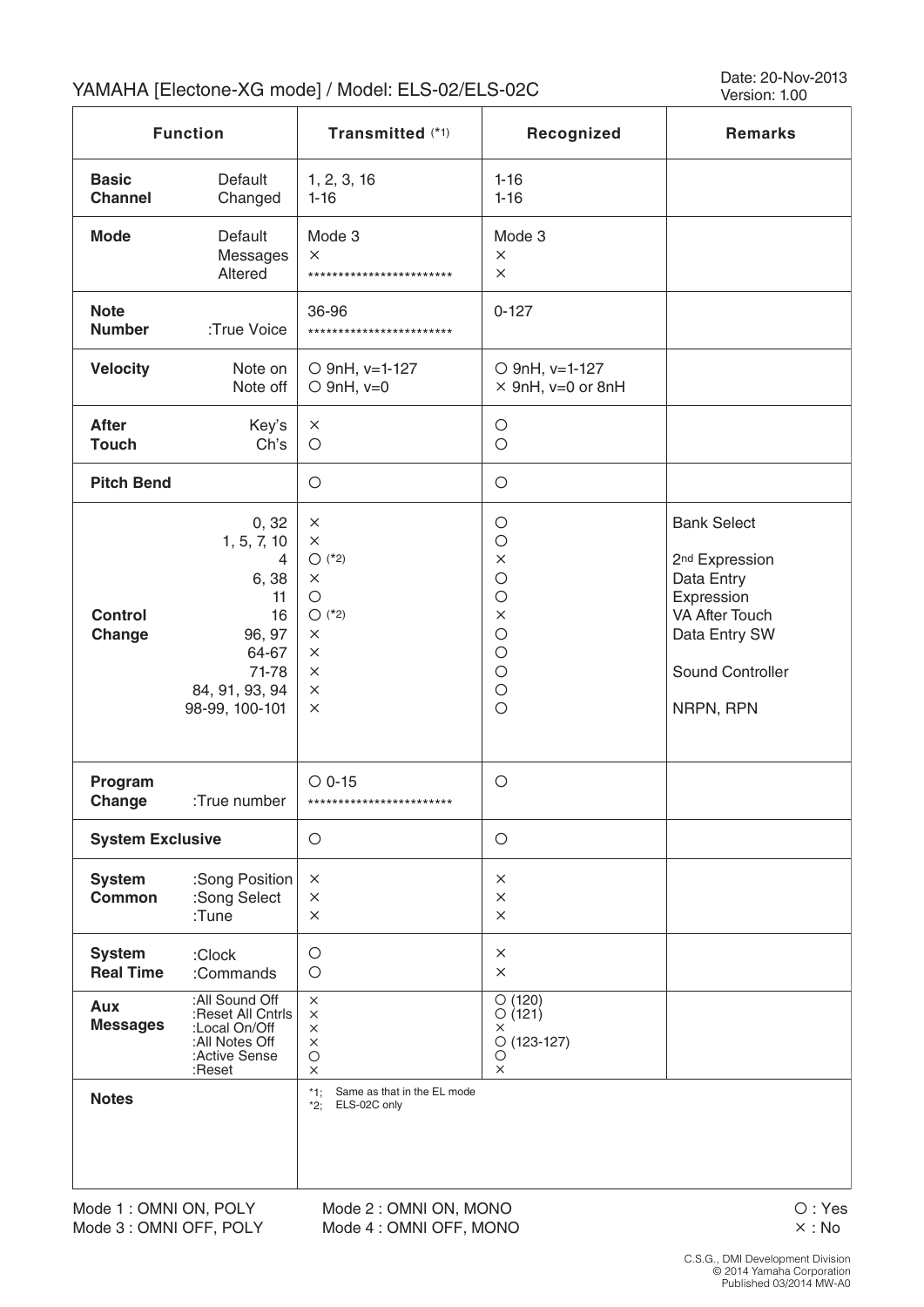YAMAHA [Electone-XG mode] / Model: ELS-02/ELS-02C

Date: 20-Nov-2013
Version: 1.00

| Function | | Transmitted (*1) | Recognized | Remarks |
|---|---|---|---|---|
| **Basic Channel** | Default<br>Changed | 1, 2, 3, 16<br>1-16 | 1-16<br>1-16 | |
| **Mode** | Default<br>Messages<br>Altered | Mode 3<br>×<br>************************ | Mode 3<br>×<br>× | |
| **Note Number** | :True Voice | 36-96<br>************************ | 0-127 | |
| **Velocity** | Note on<br>Note off | ○ 9nH, v=1-127<br>○ 9nH, v=0 | ○ 9nH, v=1-127<br>× 9nH, v=0 or 8nH | |
| **After Touch** | Key's<br>Ch's | ×<br>○ | ○<br>○ | |
| **Pitch Bend** | | ○ | ○ | |
| **Control Change** | 0, 32<br>1, 5, 7, 10<br>4<br>6, 38<br>11<br>16<br>96, 97<br>64-67<br>71-78<br>84, 91, 93, 94<br>98-99, 100-101 | ×<br>×<br>○ (*2)<br>×<br>○<br>○ (*2)<br>×<br>×<br>×<br>×<br>× | ○<br>○<br>×<br>○<br>○<br>×<br>○<br>○<br>○<br>○<br>○ | Bank Select<br><br>2nd Expression<br>Data Entry<br>Expression<br>VA After Touch<br>Data Entry SW<br><br>Sound Controller<br><br>NRPN, RPN |
| **Program Change** | :True number | ○ 0-15<br>************************ | ○ | |
| **System Exclusive** | | ○ | ○ | |
| **System Common** | :Song Position<br>:Song Select<br>:Tune | ×<br>×<br>× | ×<br>×<br>× | |
| **System Real Time** | :Clock<br>:Commands | ○<br>○ | ×<br>× | |
| **Aux Messages** | :All Sound Off<br>:Reset All Cntrls<br>:Local On/Off<br>:All Notes Off<br>:Active Sense<br>:Reset | ×<br>×<br>×<br>×<br>○<br>× | ○ (120)<br>○ (121)<br>×<br>○ (123-127)<br>○<br>× | |
| **Notes** | | *1; Same as that in the EL mode<br>*2; ELS-02C only | | |

Mode 1 : OMNI ON, POLY　　Mode 2 : OMNI ON, MONO　　○ : Yes
Mode 3 : OMNI OFF, POLY　　Mode 4 : OMNI OFF, MONO　　× : No

C.S.G., DMI Development Division
© 2014 Yamaha Corporation
Published 03/2014 MW-A0